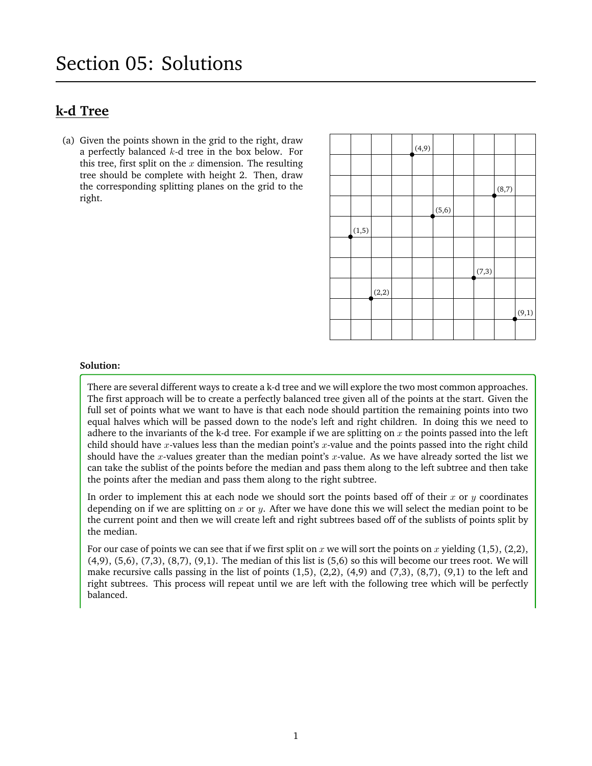# Section 05: Solutions

## k-d Tree

(a) Given the points shown in the grid to the right, draw a perfectly balanced $k$-d tree in the box below. For this tree, first split on the $x$ dimension. The resulting tree should be complete with height 2. Then, draw the corresponding splitting planes on the grid to the right.

(4,9)

(8,7)

(5,6)

(1,5)

(7,3)

(2,2)

(9,1)

**Solution:**

There are several different ways to create a k-d tree and we will explore the two most common approaches. The first approach will be to create a perfectly balanced tree given all of the points at the start. Given the full set of points what we want to have is that each node should partition the remaining points into two equal halves which will be passed down to the node's left and right children. In doing this we need to adhere to the invariants of the k-d tree. For example if we are splitting on $x$ the points passed into the left child should have $x$-values less than the median point's $x$-value and the points passed into the right child should have the $x$-values greater than the median point's $x$-value. As we have already sorted the list we can take the sublist of the points before the median and pass them along to the left subtree and then take the points after the median and pass them along to the right subtree.

In order to implement this at each node we should sort the points based off of their $x$ or $y$ coordinates depending on if we are splitting on $x$ or $y$. After we have done this we will select the median point to be the current point and then we will create left and right subtrees based off of the sublists of points split by the median.

For our case of points we can see that if we first split on $x$ we will sort the points on $x$ yielding (1,5), (2,2), (4,9), (5,6), (7,3), (8,7), (9,1). The median of this list is (5,6) so this will become our trees root. We will make recursive calls passing in the list of points (1,5), (2,2), (4,9) and (7,3), (8,7), (9,1) to the left and right subtrees. This process will repeat until we are left with the following tree which will be perfectly balanced.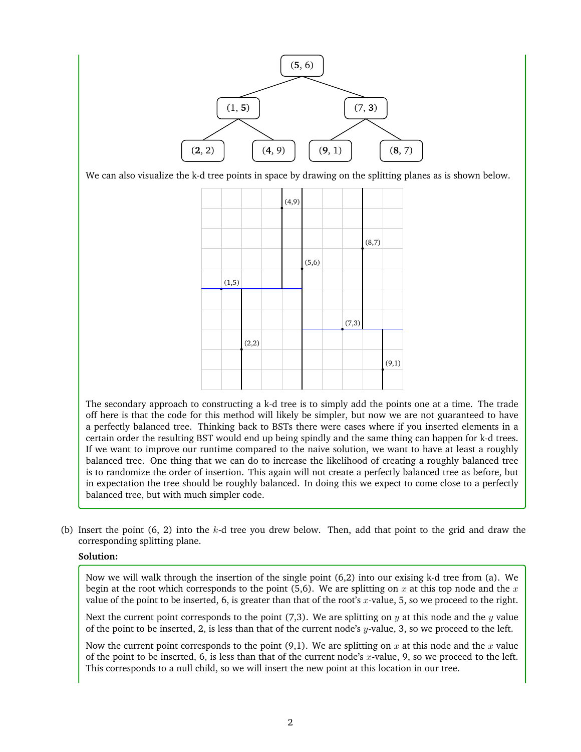We can also visualize the k-d tree points in space by drawing on the splitting planes as is shown below.

The secondary approach to constructing a k-d tree is to simply add the points one at a time. The trade off here is that the code for this method will likely be simpler, but now we are not guaranteed to have a perfectly balanced tree. Thinking back to BSTs there were cases where if you inserted elements in a certain order the resulting BST would end up being spindly and the same thing can happen for k-d trees. If we want to improve our runtime compared to the naive solution, we want to have at least a roughly balanced tree. One thing that we can do to increase the likelihood of creating a roughly balanced tree is to randomize the order of insertion. This again will not create a perfectly balanced tree as before, but in expectation the tree should be roughly balanced. In doing this we expect to come close to a perfectly balanced tree, but with much simpler code.

(b) Insert the point (6, 2) into the $k$-d tree you drew below. Then, add that point to the grid and draw the corresponding splitting plane.

**Solution:**

Now we will walk through the insertion of the single point (6,2) into our exising k-d tree from (a). We begin at the root which corresponds to the point (5,6). We are splitting on $x$ at this top node and the $x$ value of the point to be inserted, 6, is greater than that of the root's $x$-value, 5, so we proceed to the right.

Next the current point corresponds to the point (7,3). We are splitting on $y$ at this node and the $y$ value of the point to be inserted, 2, is less than that of the current node's $y$-value, 3, so we proceed to the left.

Now the current point corresponds to the point (9,1). We are splitting on $x$ at this node and the $x$ value of the point to be inserted, 6, is less than that of the current node's $x$-value, 9, so we proceed to the left. This corresponds to a null child, so we will insert the new point at this location in our tree.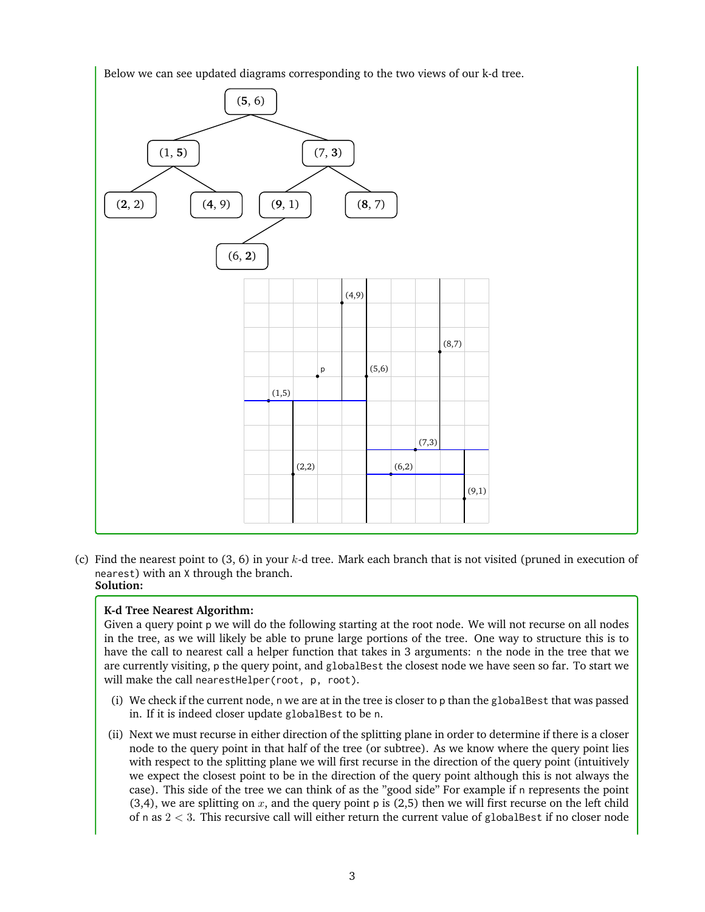Below we can see updated diagrams corresponding to the two views of our k-d tree.

(c) Find the nearest point to (3, 6) in your $k$-d tree. Mark each branch that is not visited (pruned in execution of `nearest`) with an `X` through the branch.

**Solution:**

**K-d Tree Nearest Algorithm:**

Given a query point `p` we will do the following starting at the root node. We will not recurse on all nodes in the tree, as we will likely be able to prune large portions of the tree. One way to structure this is to have the call to nearest call a helper function that takes in 3 arguments: `n` the node in the tree that we are currently visiting, `p` the query point, and `globalBest` the closest node we have seen so far. To start we will make the call `nearestHelper(root, p, root)`.

(i) We check if the current node, `n` we are at in the tree is closer to `p` than the `globalBest` that was passed in. If it is indeed closer update `globalBest` to be `n`.

(ii) Next we must recurse in either direction of the splitting plane in order to determine if there is a closer node to the query point in that half of the tree (or subtree). As we know where the query point lies with respect to the splitting plane we will first recurse in the direction of the query point (intuitively we expect the closest point to be in the direction of the query point although this is not always the case). This side of the tree we can think of as the "good side" For example if `n` represents the point (3,4), we are splitting on $x$, and the query point `p` is (2,5) then we will first recurse on the left child of `n` as $2 < 3$. This recursive call will either return the current value of `globalBest` if no closer node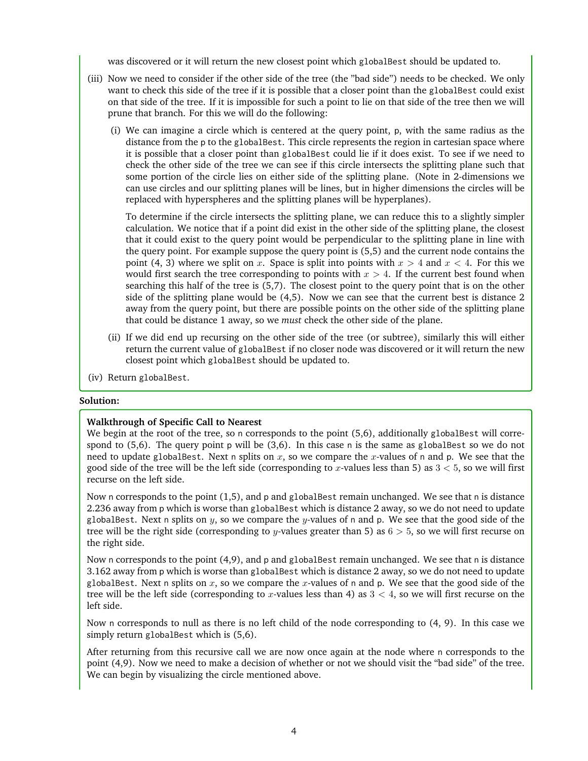was discovered or it will return the new closest point which `globalBest` should be updated to.

(iii) Now we need to consider if the other side of the tree (the "bad side") needs to be checked. We only want to check this side of the tree if it is possible that a closer point than the `globalBest` could exist on that side of the tree. If it is impossible for such a point to lie on that side of the tree then we will prune that branch. For this we will do the following:

  (i) We can imagine a circle which is centered at the query point, p, with the same radius as the distance from the p to the `globalBest`. This circle represents the region in cartesian space where it is possible that a closer point than `globalBest` could lie if it does exist. To see if we need to check the other side of the tree we can see if this circle intersects the splitting plane such that some portion of the circle lies on either side of the splitting plane. (Note in 2-dimensions we can use circles and our splitting planes will be lines, but in higher dimensions the circles will be replaced with hyperspheres and the splitting planes will be hyperplanes).

  To determine if the circle intersects the splitting plane, we can reduce this to a slightly simpler calculation. We notice that if a point did exist in the other side of the splitting plane, the closest that it could exist to the query point would be perpendicular to the splitting plane in line with the query point. For example suppose the query point is (5,5) and the current node contains the point (4, 3) where we split on $x$. Space is split into points with $x > 4$ and $x < 4$. For this we would first search the tree corresponding to points with $x > 4$. If the current best found when searching this half of the tree is (5,7). The closest point to the query point that is on the other side of the splitting plane would be (4,5). Now we can see that the current best is distance 2 away from the query point, but there are possible points on the other side of the splitting plane that could be distance 1 away, so we *must* check the other side of the plane.

  (ii) If we did end up recursing on the other side of the tree (or subtree), similarly this will either return the current value of `globalBest` if no closer node was discovered or it will return the new closest point which `globalBest` should be updated to.

(iv) Return `globalBest`.

**Solution:**

**Walkthrough of Specific Call to Nearest**

We begin at the root of the tree, so n corresponds to the point (5,6), additionally `globalBest` will correspond to (5,6). The query point p will be (3,6). In this case n is the same as `globalBest` so we do not need to update `globalBest`. Next n splits on $x$, so we compare the $x$-values of n and p. We see that the good side of the tree will be the left side (corresponding to $x$-values less than 5) as $3 < 5$, so we will first recurse on the left side.

Now n corresponds to the point (1,5), and p and `globalBest` remain unchanged. We see that n is distance 2.236 away from p which is worse than `globalBest` which is distance 2 away, so we do not need to update `globalBest`. Next n splits on $y$, so we compare the $y$-values of n and p. We see that the good side of the tree will be the right side (corresponding to $y$-values greater than 5) as $6 > 5$, so we will first recurse on the right side.

Now n corresponds to the point (4,9), and p and `globalBest` remain unchanged. We see that n is distance 3.162 away from p which is worse than `globalBest` which is distance 2 away, so we do not need to update `globalBest`. Next n splits on $x$, so we compare the $x$-values of n and p. We see that the good side of the tree will be the left side (corresponding to $x$-values less than 4) as $3 < 4$, so we will first recurse on the left side.

Now n corresponds to null as there is no left child of the node corresponding to (4, 9). In this case we simply return `globalBest` which is (5,6).

After returning from this recursive call we are now once again at the node where n corresponds to the point (4,9). Now we need to make a decision of whether or not we should visit the "bad side" of the tree. We can begin by visualizing the circle mentioned above.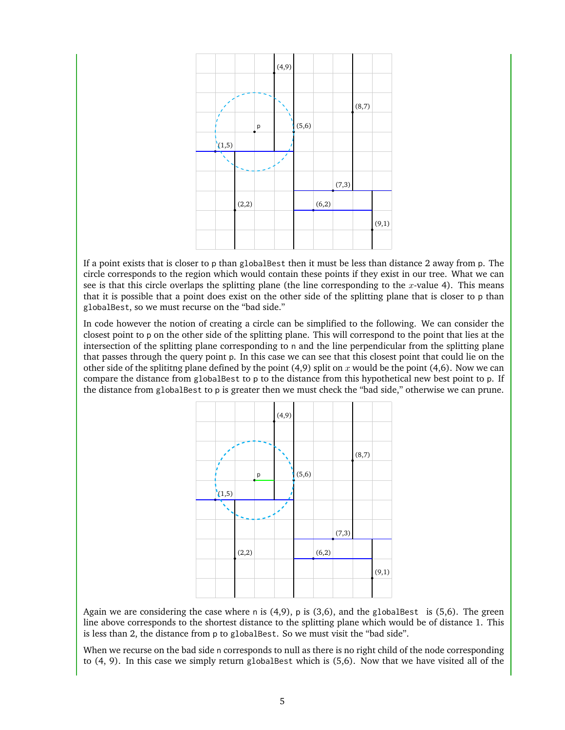If a point exists that is closer to p than `globalBest` then it must be less than distance 2 away from p. The circle corresponds to the region which would contain these points if they exist in our tree. What we can see is that this circle overlaps the splitting plane (the line corresponding to the $x$-value 4). This means that it is possible that a point does exist on the other side of the splitting plane that is closer to p than `globalBest`, so we must recurse on the "bad side."

In code however the notion of creating a circle can be simplified to the following. We can consider the closest point to p on the other side of the splitting plane. This will correspond to the point that lies at the intersection of the splitting plane corresponding to n and the line perpendicular from the splitting plane that passes through the query point p. In this case we can see that this closest point that could lie on the other side of the splititng plane defined by the point (4,9) split on $x$ would be the point (4,6). Now we can compare the distance from `globalBest` to p to the distance from this hypothetical new best point to p. If the distance from `globalBest` to p is greater then we must check the "bad side," otherwise we can prune.

Again we are considering the case where n is (4,9), p is (3,6), and the `globalBest` is (5,6). The green line above corresponds to the shortest distance to the splitting plane which would be of distance 1. This is less than 2, the distance from p to `globalBest`. So we must visit the "bad side".

When we recurse on the bad side n corresponds to null as there is no right child of the node corresponding to (4, 9). In this case we simply return `globalBest` which is (5,6). Now that we have visited all of the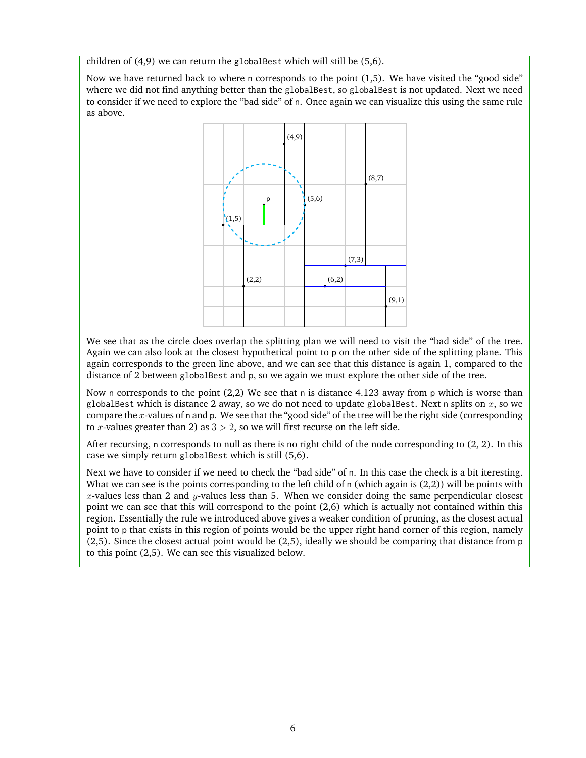children of (4,9) we can return the `globalBest` which will still be (5,6).

Now we have returned back to where `n` corresponds to the point (1,5). We have visited the "good side" where we did not find anything better than the `globalBest`, so `globalBest` is not updated. Next we need to consider if we need to explore the "bad side" of `n`. Once again we can visualize this using the same rule as above.

We see that as the circle does overlap the splitting plan we will need to visit the "bad side" of the tree. Again we can also look at the closest hypothetical point to `p` on the other side of the splitting plane. This again corresponds to the green line above, and we can see that this distance is again 1, compared to the distance of 2 between `globalBest` and `p`, so we again we must explore the other side of the tree.

Now `n` corresponds to the point (2,2) We see that `n` is distance 4.123 away from `p` which is worse than `globalBest` which is distance 2 away, so we do not need to update `globalBest`. Next `n` splits on $x$, so we compare the $x$-values of `n` and `p`. We see that the "good side" of the tree will be the right side (corresponding to $x$-values greater than 2) as $3 > 2$, so we will first recurse on the left side.

After recursing, `n` corresponds to null as there is no right child of the node corresponding to (2, 2). In this case we simply return `globalBest` which is still (5,6).

Next we have to consider if we need to check the "bad side" of `n`. In this case the check is a bit iteresting. What we can see is the points corresponding to the left child of `n` (which again is (2,2)) will be points with $x$-values less than 2 and $y$-values less than 5. When we consider doing the same perpendicular closest point we can see that this will correspond to the point (2,6) which is actually not contained within this region. Essentially the rule we introduced above gives a weaker condition of pruning, as the closest actual point to `p` that exists in this region of points would be the upper right hand corner of this region, namely (2,5). Since the closest actual point would be (2,5), ideally we should be comparing that distance from `p` to this point (2,5). We can see this visualized below.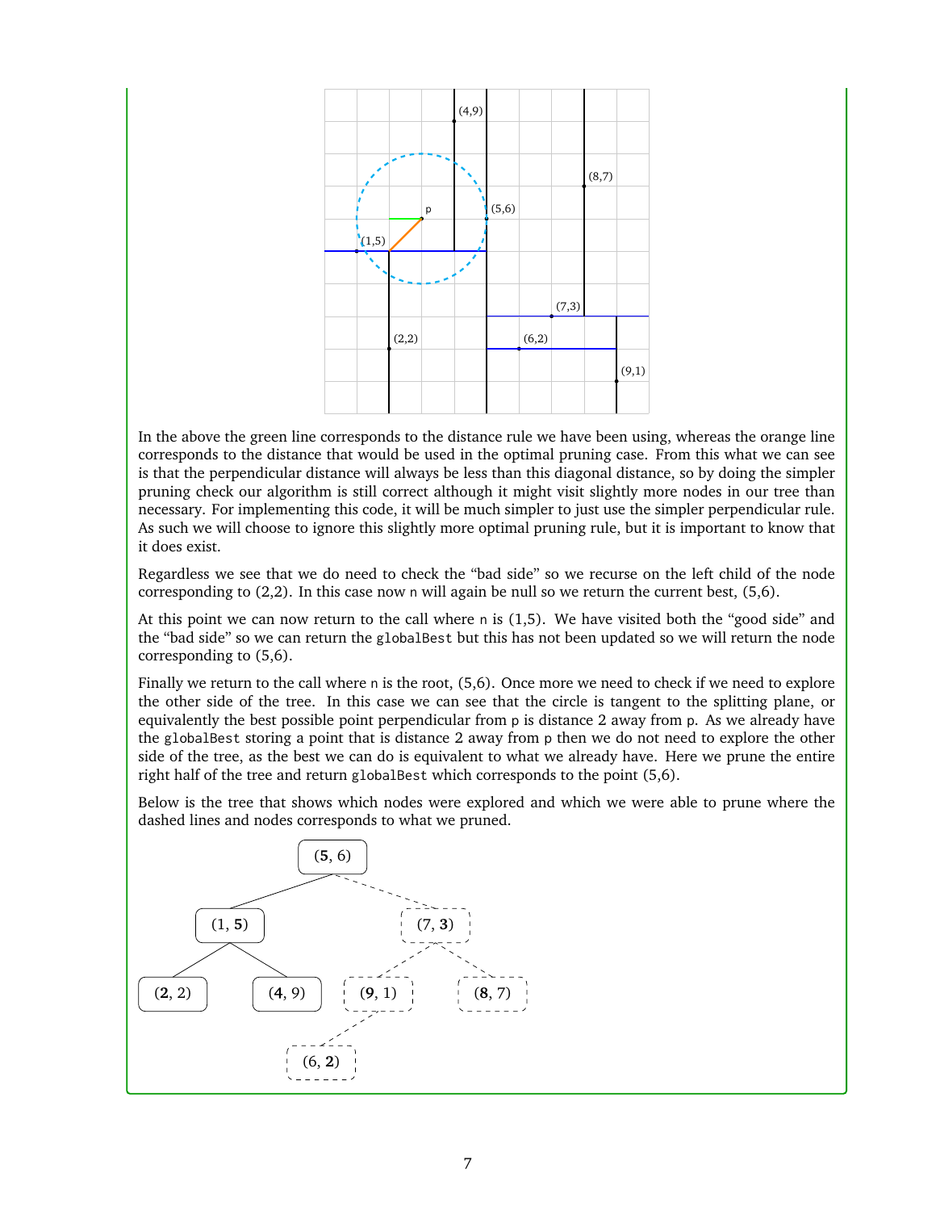In the above the green line corresponds to the distance rule we have been using, whereas the orange line corresponds to the distance that would be used in the optimal pruning case. From this what we can see is that the perpendicular distance will always be less than this diagonal distance, so by doing the simpler pruning check our algorithm is still correct although it might visit slightly more nodes in our tree than necessary. For implementing this code, it will be much simpler to just use the simpler perpendicular rule. As such we will choose to ignore this slightly more optimal pruning rule, but it is important to know that it does exist.

Regardless we see that we do need to check the "bad side" so we recurse on the left child of the node corresponding to (2,2). In this case now `n` will again be null so we return the current best, (5,6).

At this point we can now return to the call where `n` is (1,5). We have visited both the "good side" and the "bad side" so we can return the `globalBest` but this has not been updated so we will return the node corresponding to (5,6).

Finally we return to the call where `n` is the root, (5,6). Once more we need to check if we need to explore the other side of the tree. In this case we can see that the circle is tangent to the splitting plane, or equivalently the best possible point perpendicular from `p` is distance 2 away from `p`. As we already have the `globalBest` storing a point that is distance 2 away from `p` then we do not need to explore the other side of the tree, as the best we can do is equivalent to what we already have. Here we prune the entire right half of the tree and return `globalBest` which corresponds to the point (5,6).

Below is the tree that shows which nodes were explored and which we were able to prune where the dashed lines and nodes corresponds to what we pruned.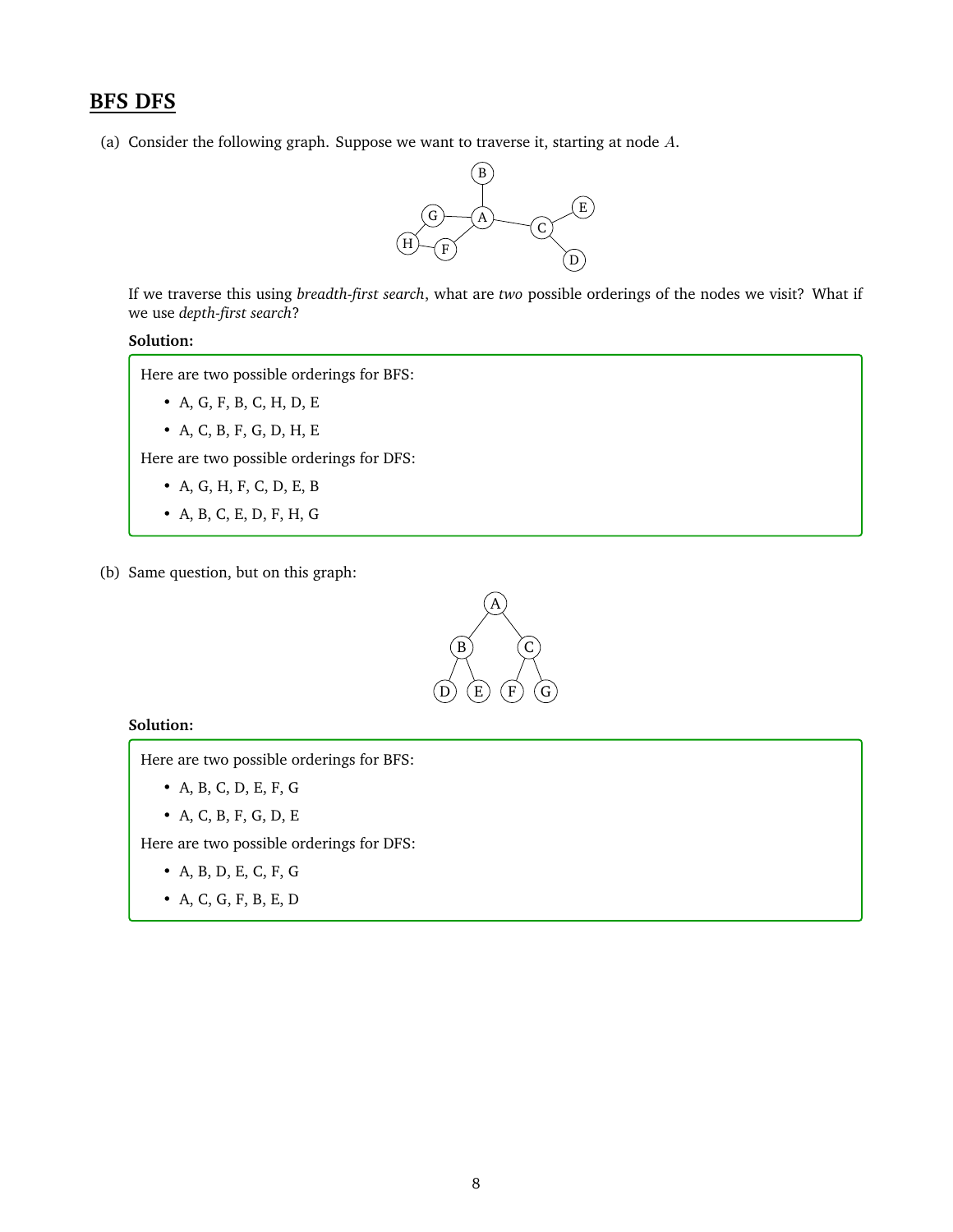## BFS DFS

(a) Consider the following graph. Suppose we want to traverse it, starting at node $A$.

If we traverse this using *breadth-first search*, what are *two* possible orderings of the nodes we visit? What if we use *depth-first search*?

**Solution:**

Here are two possible orderings for BFS:

- A, G, F, B, C, H, D, E
- A, C, B, F, G, D, H, E

Here are two possible orderings for DFS:

- A, G, H, F, C, D, E, B
- A, B, C, E, D, F, H, G

(b) Same question, but on this graph:

**Solution:**

Here are two possible orderings for BFS:

- A, B, C, D, E, F, G
- A, C, B, F, G, D, E

Here are two possible orderings for DFS:

- A, B, D, E, C, F, G
- A, C, G, F, B, E, D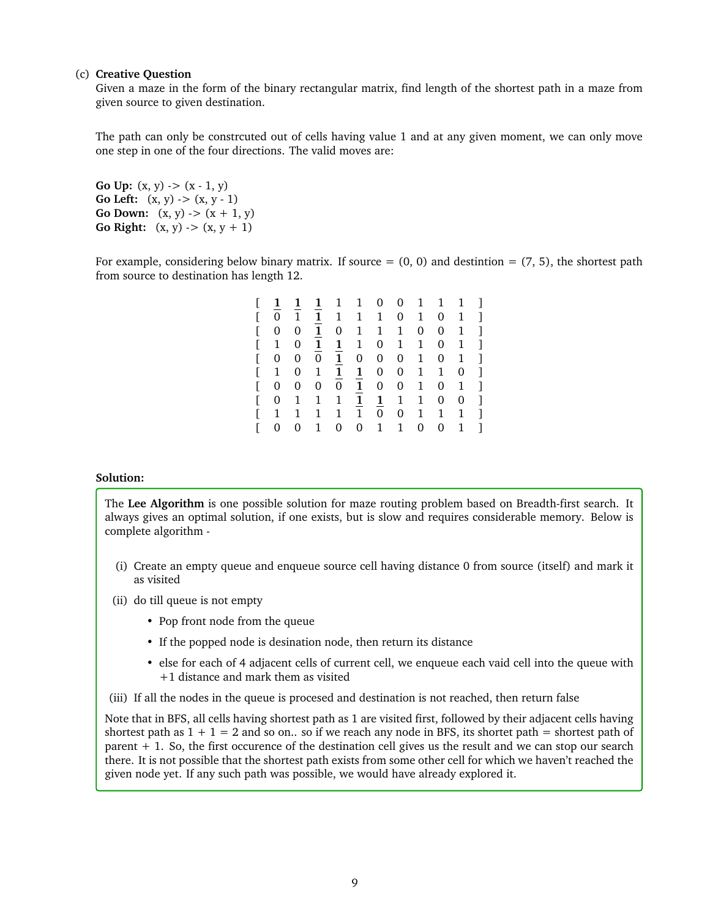(c) **Creative Question**

Given a maze in the form of the binary rectangular matrix, find length of the shortest path in a maze from given source to given destination.

The path can only be constrcuted out of cells having value 1 and at any given moment, we can only move one step in one of the four directions. The valid moves are:

**Go Up:** (x, y) -> (x - 1, y)
**Go Left:** (x, y) -> (x, y - 1)
**Go Down:** (x, y) -> (x + 1, y)
**Go Right:** (x, y) -> (x, y + 1)

For example, considering below binary matrix. If source = (0, 0) and destintion = (7, 5), the shortest path from source to destination has length 12.

$$
\begin{bmatrix}
\underline{\mathbf{1}} & \underline{\mathbf{1}} & \underline{\mathbf{1}} & 1 & 1 & 0 & 0 & 1 & 1 & 1 \\
0 & 1 & \underline{\mathbf{1}} & 1 & 1 & 1 & 0 & 1 & 0 & 1 \\
0 & 0 & \underline{\mathbf{1}} & 0 & 1 & 1 & 1 & 0 & 0 & 1 \\
1 & 0 & \underline{\mathbf{1}} & \underline{\mathbf{1}} & 1 & 0 & 1 & 1 & 0 & 1 \\
0 & 0 & 0 & \underline{\mathbf{1}} & 0 & 0 & 0 & 1 & 0 & 1 \\
1 & 0 & 1 & \underline{\mathbf{1}} & \underline{\mathbf{1}} & 0 & 0 & 1 & 1 & 0 \\
0 & 0 & 0 & 0 & \underline{\mathbf{1}} & 0 & 0 & 1 & 0 & 1 \\
0 & 1 & 1 & 1 & \underline{\mathbf{1}} & \underline{\mathbf{1}} & 1 & 1 & 0 & 0 \\
1 & 1 & 1 & 1 & 1 & 0 & 0 & 1 & 1 & 1 \\
0 & 0 & 1 & 0 & 0 & 1 & 1 & 0 & 0 & 1
\end{bmatrix}
$$

**Solution:**

The **Lee Algorithm** is one possible solution for maze routing problem based on Breadth-first search. It always gives an optimal solution, if one exists, but is slow and requires considerable memory. Below is complete algorithm -

(i) Create an empty queue and enqueue source cell having distance 0 from source (itself) and mark it as visited

(ii) do till queue is not empty

- Pop front node from the queue
- If the popped node is desination node, then return its distance
- else for each of 4 adjacent cells of current cell, we enqueue each vaid cell into the queue with +1 distance and mark them as visited

(iii) If all the nodes in the queue is procesed and destination is not reached, then return false

Note that in BFS, all cells having shortest path as 1 are visited first, followed by their adjacent cells having shortest path as 1 + 1 = 2 and so on.. so if we reach any node in BFS, its shortet path = shortest path of parent + 1. So, the first occurence of the destination cell gives us the result and we can stop our search there. It is not possible that the shortest path exists from some other cell for which we haven't reached the given node yet. If any such path was possible, we would have already explored it.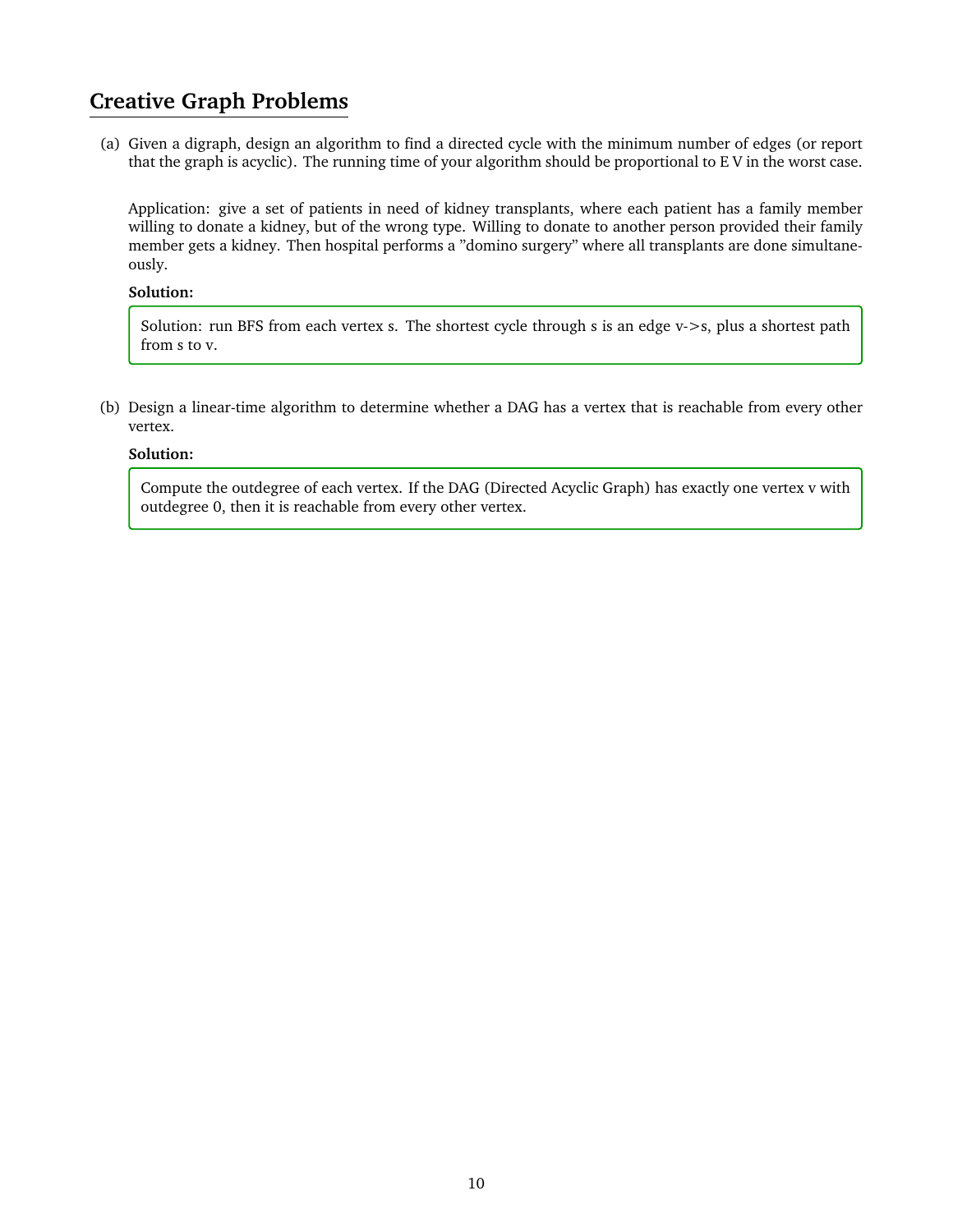## Creative Graph Problems

(a) Given a digraph, design an algorithm to find a directed cycle with the minimum number of edges (or report that the graph is acyclic). The running time of your algorithm should be proportional to E V in the worst case.

Application: give a set of patients in need of kidney transplants, where each patient has a family member willing to donate a kidney, but of the wrong type. Willing to donate to another person provided their family member gets a kidney. Then hospital performs a "domino surgery" where all transplants are done simultaneously.

**Solution:**

Solution: run BFS from each vertex s. The shortest cycle through s is an edge v->s, plus a shortest path from s to v.

(b) Design a linear-time algorithm to determine whether a DAG has a vertex that is reachable from every other vertex.

**Solution:**

Compute the outdegree of each vertex. If the DAG (Directed Acyclic Graph) has exactly one vertex v with outdegree 0, then it is reachable from every other vertex.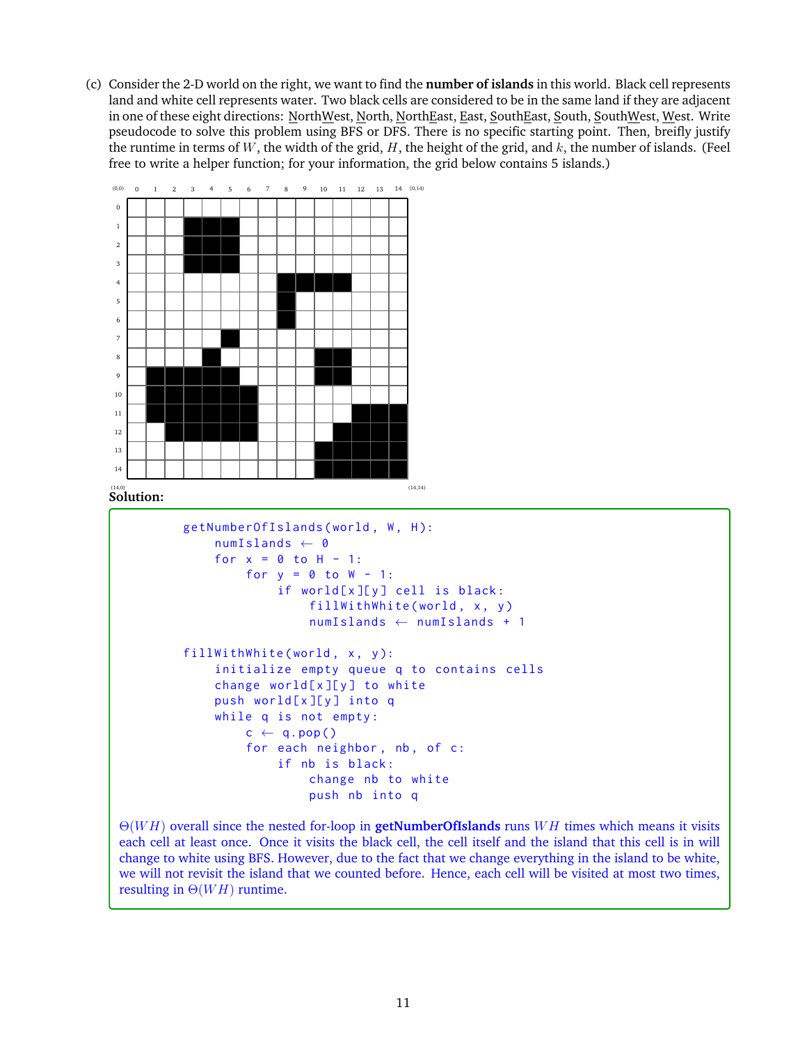(c) Consider the 2-D world on the right, we want to find the **number of islands** in this world. Black cell represents land and white cell represents water. Two black cells are considered to be in the same land if they are adjacent in one of these eight directions: NorthWest, North, NorthEast, East, SouthEast, South, SouthWest, West. Write pseudocode to solve this problem using BFS or DFS. There is no specific starting point. Then, breifly justify the runtime in terms of $W$, the width of the grid, $H$, the height of the grid, and $k$, the number of islands. (Feel free to write a helper function; for your information, the grid below contains 5 islands.)

(0,0) 0 1 2 3 4 5 6 7 8 9 10 11 12 13 14 (0,14)

0 1 2 3 4 5 6 7 8 9 10 11 12 13 14

(14,0) (14,14)

**Solution:**

```
getNumberOfIslands(world, W, H):
    numIslands ← 0
    for x = 0 to H - 1:
        for y = 0 to W - 1:
            if world[x][y] cell is black:
                fillWithWhite(world, x, y)
                numIslands ← numIslands + 1

fillWithWhite(world, x, y):
    initialize empty queue q to contains cells
    change world[x][y] to white
    push world[x][y] into q
    while q is not empty:
        c ← q.pop()
        for each neighbor, nb, of c:
            if nb is black:
                change nb to white
                push nb into q
```

$\Theta(WH)$ overall since the nested for-loop in **getNumberOfIslands** runs $WH$ times which means it visits each cell at least once. Once it visits the black cell, the cell itself and the island that this cell is in will change to white using BFS. However, due to the fact that we change everything in the island to be white, we will not revisit the island that we counted before. Hence, each cell will be visited at most two times, resulting in $\Theta(WH)$ runtime.